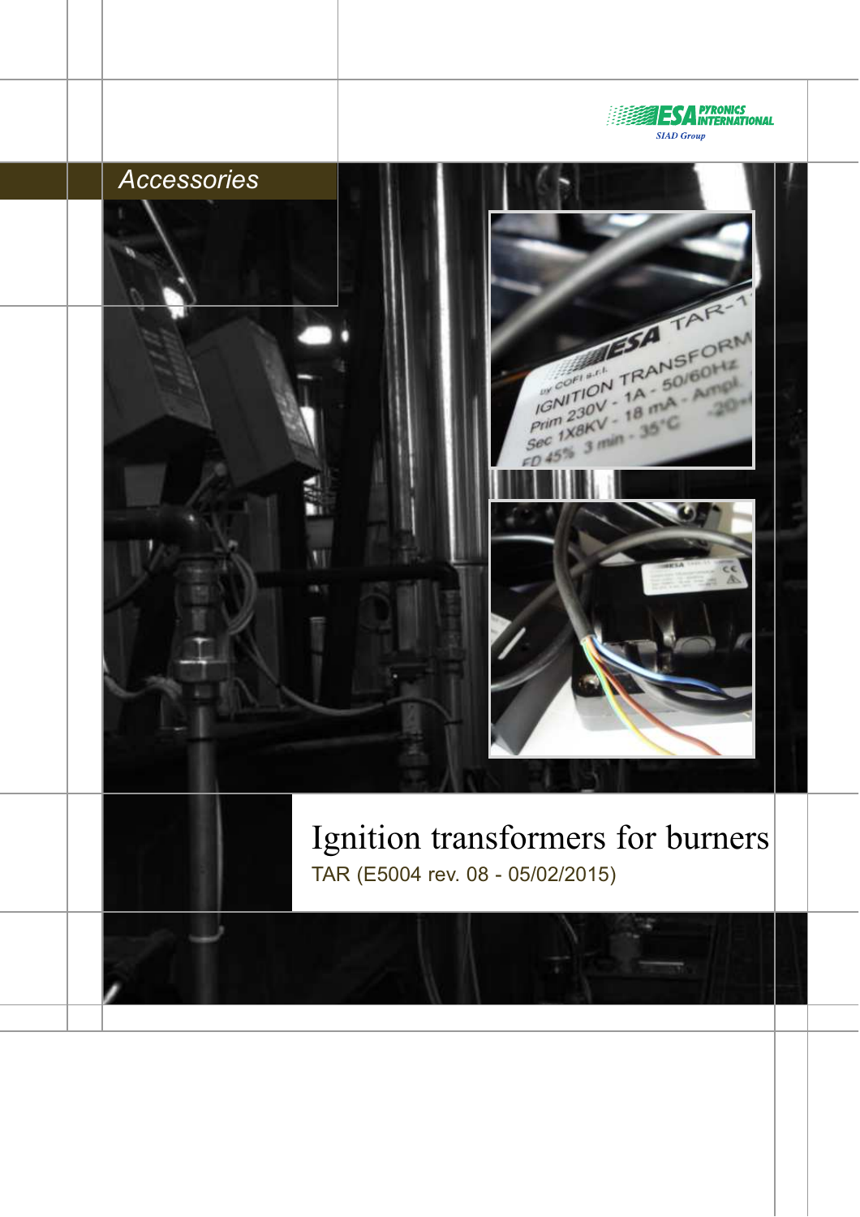ESA PYRONICS INTERNATIONAL
SIAD Group

Accessories

# Ignition transformers for burners

TAR (E5004 rev. 08 - 05/02/2015)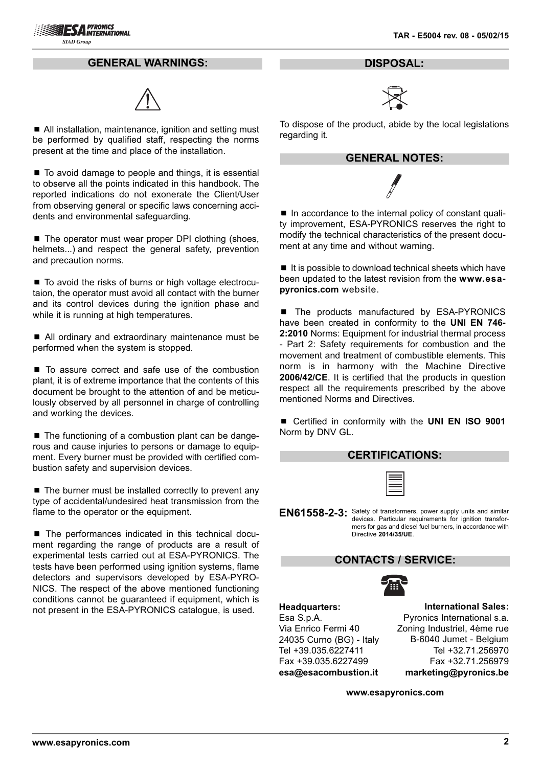## GENERAL WARNINGS:

- All installation, maintenance, ignition and setting must be performed by qualified staff, respecting the norms present at the time and place of the installation.

- To avoid damage to people and things, it is essential to observe all the points indicated in this handbook. The reported indications do not exonerate the Client/User from observing general or specific laws concerning accidents and environmental safeguarding.

- The operator must wear proper DPI clothing (shoes, helmets...) and respect the general safety, prevention and precaution norms.

- To avoid the risks of burns or high voltage electrocutaion, the operator must avoid all contact with the burner and its control devices during the ignition phase and while it is running at high temperatures.

- All ordinary and extraordinary maintenance must be performed when the system is stopped.

- To assure correct and safe use of the combustion plant, it is of extreme importance that the contents of this document be brought to the attention of and be meticulously observed by all personnel in charge of controlling and working the devices.

- The functioning of a combustion plant can be dangerous and cause injuries to persons or damage to equipment. Every burner must be provided with certified combustion safety and supervision devices.

- The burner must be installed correctly to prevent any type of accidental/undesired heat transmission from the flame to the operator or the equipment.

- The performances indicated in this technical document regarding the range of products are a result of experimental tests carried out at ESA-PYRONICS. The tests have been performed using ignition systems, flame detectors and supervisors developed by ESA-PYRONICS. The respect of the above mentioned functioning conditions cannot be guaranteed if equipment, which is not present in the ESA-PYRONICS catalogue, is used.

## DISPOSAL:

To dispose of the product, abide by the local legislations regarding it.

## GENERAL NOTES:

- In accordance to the internal policy of constant quality improvement, ESA-PYRONICS reserves the right to modify the technical characteristics of the present document at any time and without warning.

- It is possible to download technical sheets which have been updated to the latest revision from the **www.esapyronics.com** website.

- The products manufactured by ESA-PYRONICS have been created in conformity to the **UNI EN 746-2:2010** Norms: Equipment for industrial thermal process - Part 2: Safety requirements for combustion and the movement and treatment of combustible elements. This norm is in harmony with the Machine Directive **2006/42/CE**. It is certified that the products in question respect all the requirements prescribed by the above mentioned Norms and Directives.

- Certified in conformity with the **UNI EN ISO 9001** Norm by DNV GL.

## CERTIFICATIONS:

**EN61558-2-3:** Safety of transformers, power supply units and similar devices. Particular requirements for ignition transformers for gas and diesel fuel burners, in accordance with Directive **2014/35/UE**.

## CONTACTS / SERVICE:

**Headquarters:**
Esa S.p.A.
Via Enrico Fermi 40
24035 Curno (BG) - Italy
Tel +39.035.6227411
Fax +39.035.6227499
**esa@esacombustion.it**

**International Sales:**
Pyronics International s.a.
Zoning Industriel, 4ème rue
B-6040 Jumet - Belgium
Tel +32.71.256970
Fax +32.71.256979
**marketing@pyronics.be**

**www.esapyronics.com**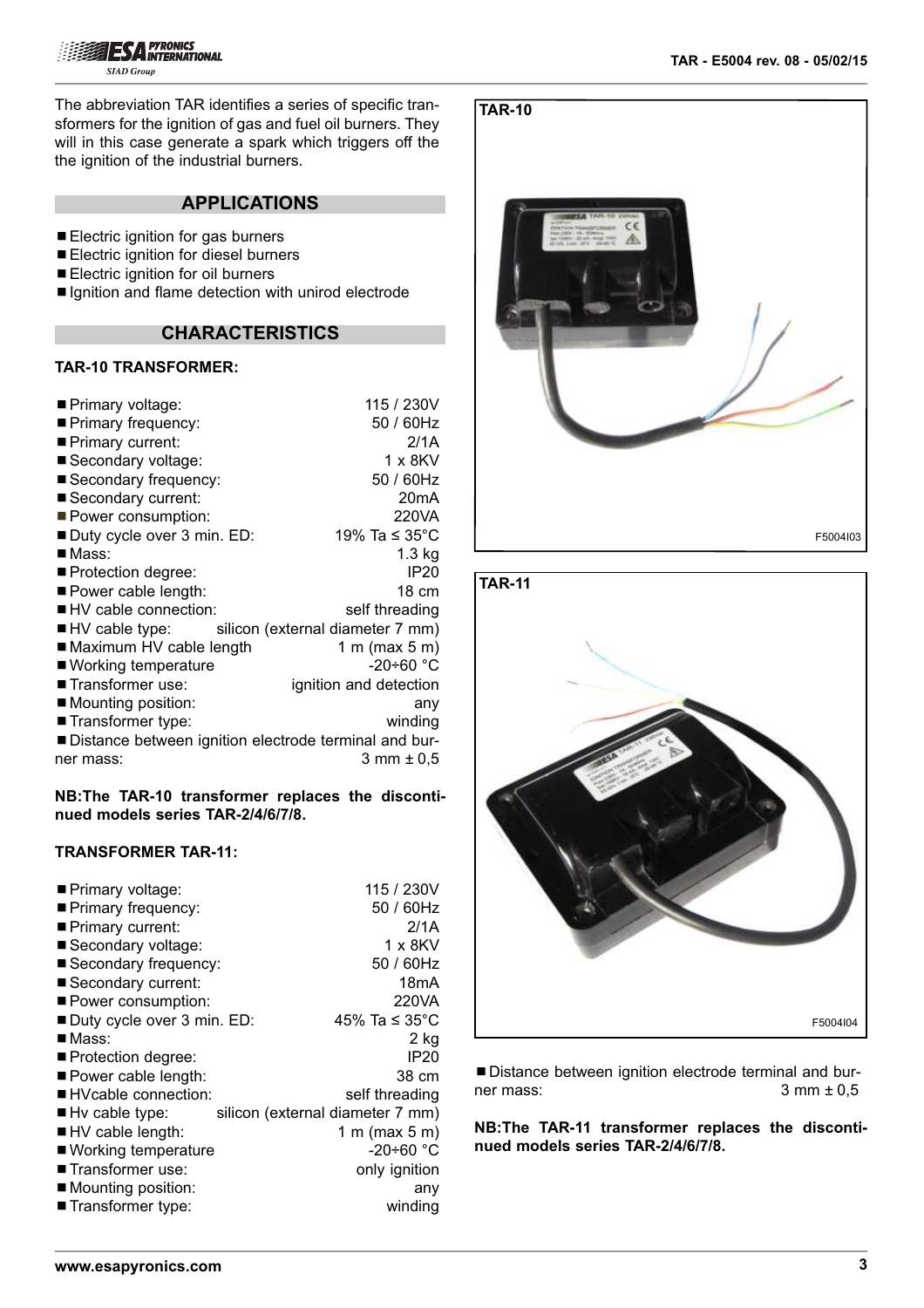The abbreviation TAR identifies a series of specific transformers for the ignition of gas and fuel oil burners. They will in this case generate a spark which triggers off the the ignition of the industrial burners.

## APPLICATIONS

- Electric ignition for gas burners
- Electric ignition for diesel burners
- Electric ignition for oil burners
- Ignition and flame detection with unirod electrode

## CHARACTERISTICS

### TAR-10 TRANSFORMER:

- Primary voltage: 115 / 230V
- Primary frequency: 50 / 60Hz
- Primary current: 2/1A
- Secondary voltage: 1 x 8KV
- Secondary frequency: 50 / 60Hz
- Secondary current: 20mA
- Power consumption: 220VA
- Duty cycle over 3 min. ED: 19% Ta ≤ 35°C
- Mass: 1.3 kg
- Protection degree: IP20
- Power cable length: 18 cm
- HV cable connection: self threading
- HV cable type: silicon (external diameter 7 mm)
- Maximum HV cable length 1 m (max 5 m)
- Working temperature -20÷60 °C
- Transformer use: ignition and detection
- Mounting position: any
- Transformer type: winding
- Distance between ignition electrode terminal and burner mass: 3 mm ± 0,5

**NB:The TAR-10 transformer replaces the discontinued models series TAR-2/4/6/7/8.**

### TRANSFORMER TAR-11:

- Primary voltage: 115 / 230V
- Primary frequency: 50 / 60Hz
- Primary current: 2/1A
- Secondary voltage: 1 x 8KV
- Secondary frequency: 50 / 60Hz
- Secondary current: 18mA
- Power consumption: 220VA
- Duty cycle over 3 min. ED: 45% Ta ≤ 35°C
- Mass: 2 kg
- Protection degree: IP20
- Power cable length: 38 cm
- HVcable connection: self threading
- Hv cable type: silicon (external diameter 7 mm)
- HV cable length: 1 m (max 5 m)
- Working temperature -20÷60 °C
- Transformer use: only ignition
- Mounting position: any
- Transformer type: winding
- Distance between ignition electrode terminal and burner mass: 3 mm ± 0,5

**NB:The TAR-11 transformer replaces the discontinued models series TAR-2/4/6/7/8.**

TAR-10

F5004I03

TAR-11

F5004I04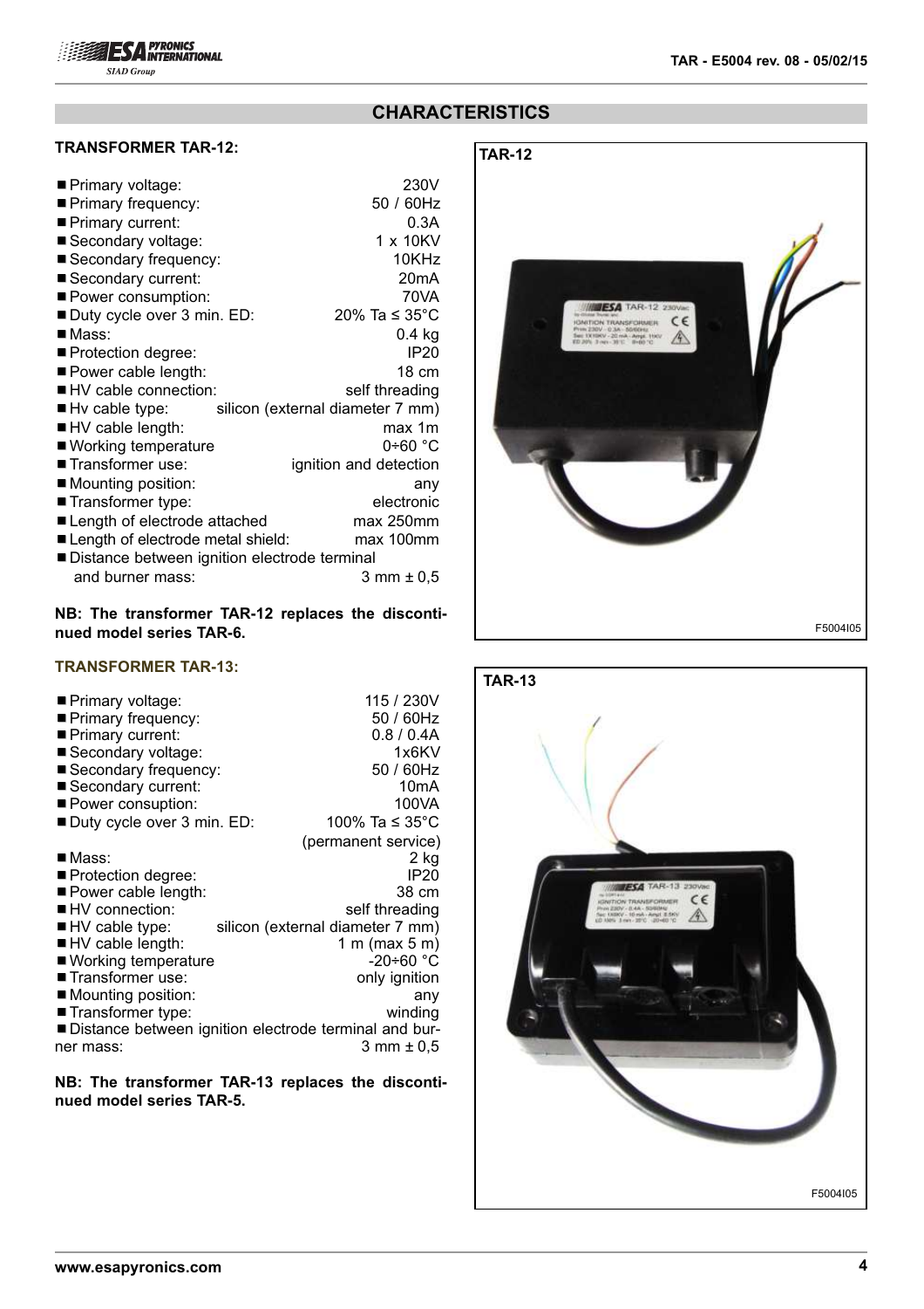## CHARACTERISTICS

### TRANSFORMER TAR-12:

- Primary voltage: 230V
- Primary frequency: 50 / 60Hz
- Primary current: 0.3A
- Secondary voltage: 1 x 10KV
- Secondary frequency: 10KHz
- Secondary current: 20mA
- Power consumption: 70VA
- Duty cycle over 3 min. ED: 20% Ta ≤ 35°C
- Mass: 0.4 kg
- Protection degree: IP20
- Power cable length: 18 cm
- HV cable connection: self threading
- Hv cable type: silicon (external diameter 7 mm)
- HV cable length: max 1m
- Working temperature 0÷60 °C
- Transformer use: ignition and detection
- Mounting position: any
- Transformer type: electronic
- Length of electrode attached max 250mm
- Length of electrode metal shield: max 100mm
- Distance between ignition electrode terminal and burner mass: 3 mm ± 0,5

**NB: The transformer TAR-12 replaces the discontinued model series TAR-6.**

TAR-12

F5004I05

### TRANSFORMER TAR-13:

- Primary voltage: 115 / 230V
- Primary frequency: 50 / 60Hz
- Primary current: 0.8 / 0.4A
- Secondary voltage: 1x6KV
- Secondary frequency: 50 / 60Hz
- Secondary current: 10mA
- Power consuption: 100VA
- Duty cycle over 3 min. ED: 100% Ta ≤ 35°C (permanent service)
- Mass: 2 kg
- Protection degree: IP20
- Power cable length: 38 cm
- HV connection: self threading
- HV cable type: silicon (external diameter 7 mm)
- HV cable length: 1 m (max 5 m)
- Working temperature -20÷60 °C
- Transformer use: only ignition
- Mounting position: any
- Transformer type: winding
- Distance between ignition electrode terminal and burner mass: 3 mm ± 0,5

**NB: The transformer TAR-13 replaces the discontinued model series TAR-5.**

TAR-13

F5004I05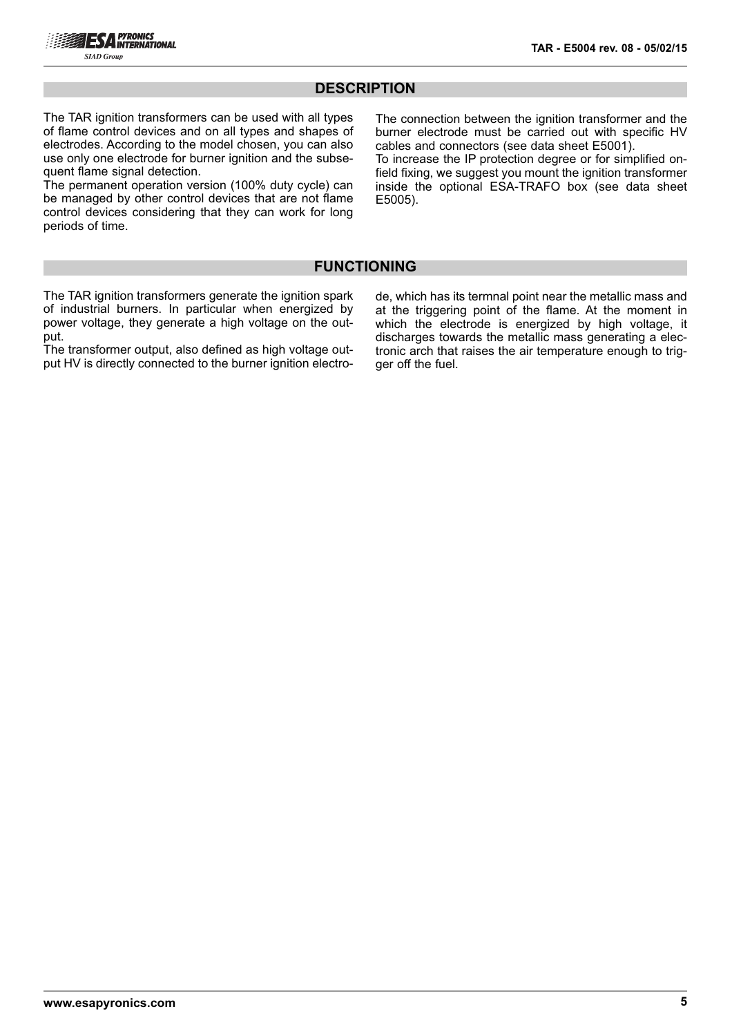## DESCRIPTION

The TAR ignition transformers can be used with all types of flame control devices and on all types and shapes of electrodes. According to the model chosen, you can also use only one electrode for burner ignition and the subsequent flame signal detection.

The permanent operation version (100% duty cycle) can be managed by other control devices that are not flame control devices considering that they can work for long periods of time.

The connection between the ignition transformer and the burner electrode must be carried out with specific HV cables and connectors (see data sheet E5001).

To increase the IP protection degree or for simplified on-field fixing, we suggest you mount the ignition transformer inside the optional ESA-TRAFO box (see data sheet E5005).

## FUNCTIONING

The TAR ignition transformers generate the ignition spark of industrial burners. In particular when energized by power voltage, they generate a high voltage on the output.

The transformer output, also defined as high voltage output HV is directly connected to the burner ignition electrode, which has its termnal point near the metallic mass and at the triggering point of the flame. At the moment in which the electrode is energized by high voltage, it discharges towards the metallic mass generating a electronic arch that raises the air temperature enough to trigger off the fuel.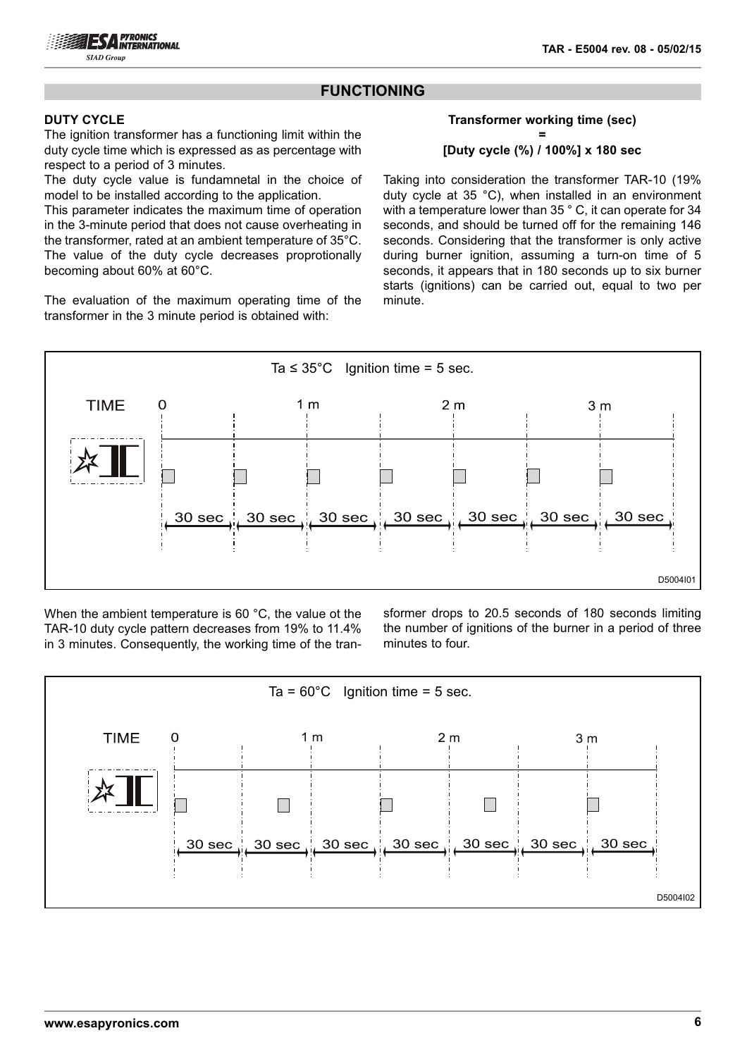## FUNCTIONING

### DUTY CYCLE

The ignition transformer has a functioning limit within the duty cycle time which is expressed as as percentage with respect to a period of 3 minutes.

The duty cycle value is fundamnetal in the choice of model to be installed according to the application.

This parameter indicates the maximum time of operation in the 3-minute period that does not cause overheating in the transformer, rated at an ambient temperature of 35°C. The value of the duty cycle decreases proprotionally becoming about 60% at 60°C.

The evaluation of the maximum operating time of the transformer in the 3 minute period is obtained with:

**Transformer working time (sec)**
**=**
**[Duty cycle (%) / 100%] x 180 sec**

Taking into consideration the transformer TAR-10 (19% duty cycle at 35 °C), when installed in an environment with a temperature lower than 35 ° C, it can operate for 34 seconds, and should be turned off for the remaining 146 seconds. Considering that the transformer is only active during burner ignition, assuming a turn-on time of 5 seconds, it appears that in 180 seconds up to six burner starts (ignitions) can be carried out, equal to two per minute.

Ta ≤ 35°C Ignition time = 5 sec.

TIME 0 — 1 m — 2 m — 3 m

30 sec | 30 sec | 30 sec | 30 sec | 30 sec | 30 sec | 30 sec

D5004I01

When the ambient temperature is 60 °C, the value ot the TAR-10 duty cycle pattern decreases from 19% to 11.4% in 3 minutes. Consequently, the working time of the transformer drops to 20.5 seconds of 180 seconds limiting the number of ignitions of the burner in a period of three minutes to four.

Ta = 60°C Ignition time = 5 sec.

TIME 0 — 1 m — 2 m — 3 m

30 sec | 30 sec | 30 sec | 30 sec | 30 sec | 30 sec | 30 sec

D5004I02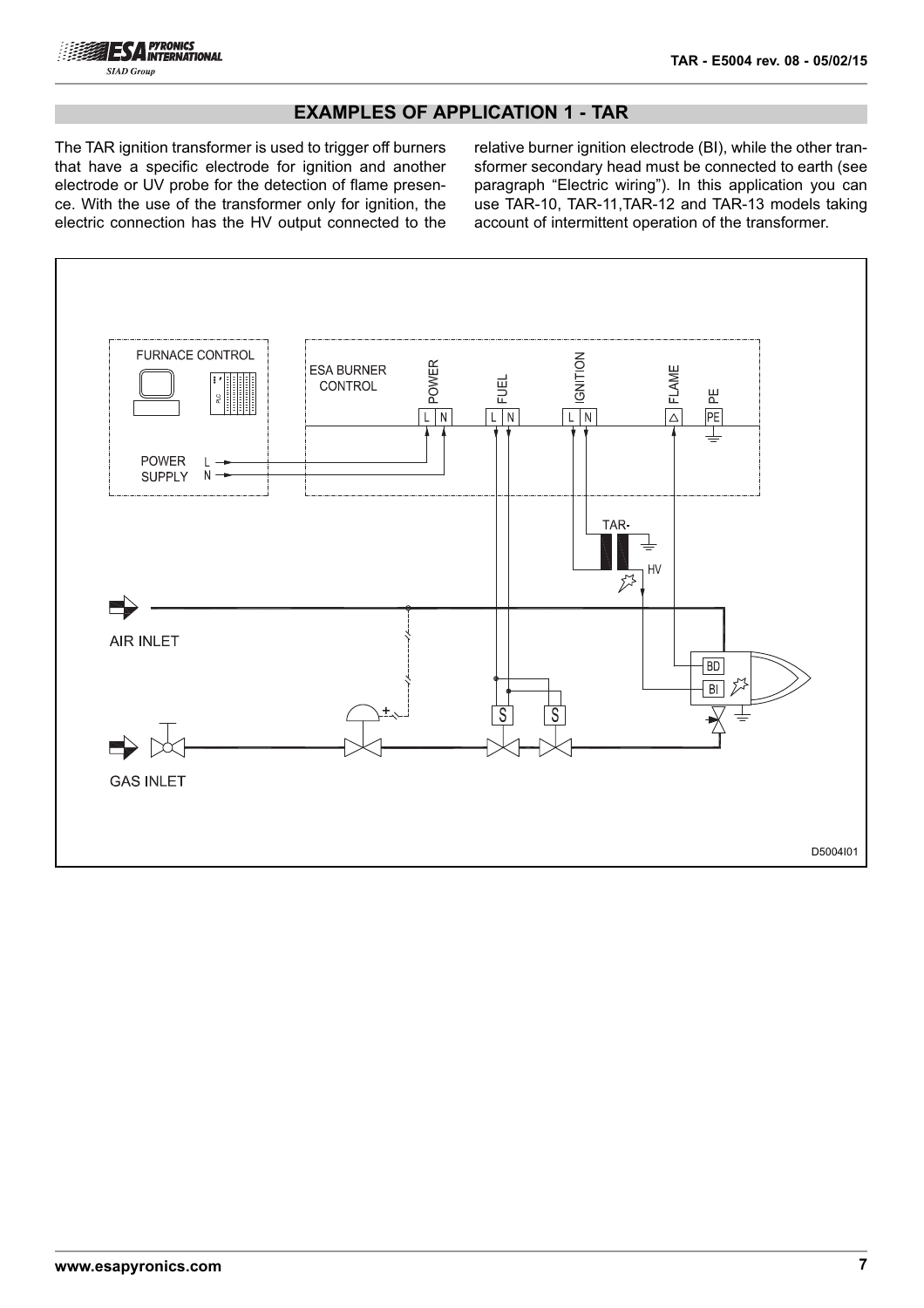## EXAMPLES OF APPLICATION 1 - TAR

The TAR ignition transformer is used to trigger off burners that have a specific electrode for ignition and another electrode or UV probe for the detection of flame presence. With the use of the transformer only for ignition, the electric connection has the HV output connected to the relative burner ignition electrode (BI), while the other transformer secondary head must be connected to earth (see paragraph "Electric wiring"). In this application you can use TAR-10, TAR-11,TAR-12 and TAR-13 models taking account of intermittent operation of the transformer.

FURNACE CONTROL

ESA BURNER CONTROL

POWER SUPPLY L N

POWER L N | FUEL L N | IGNITION L N | FLAME | PE

TAR-

HV

AIR INLET

GAS INLET

BD

BI

S S

D5004I01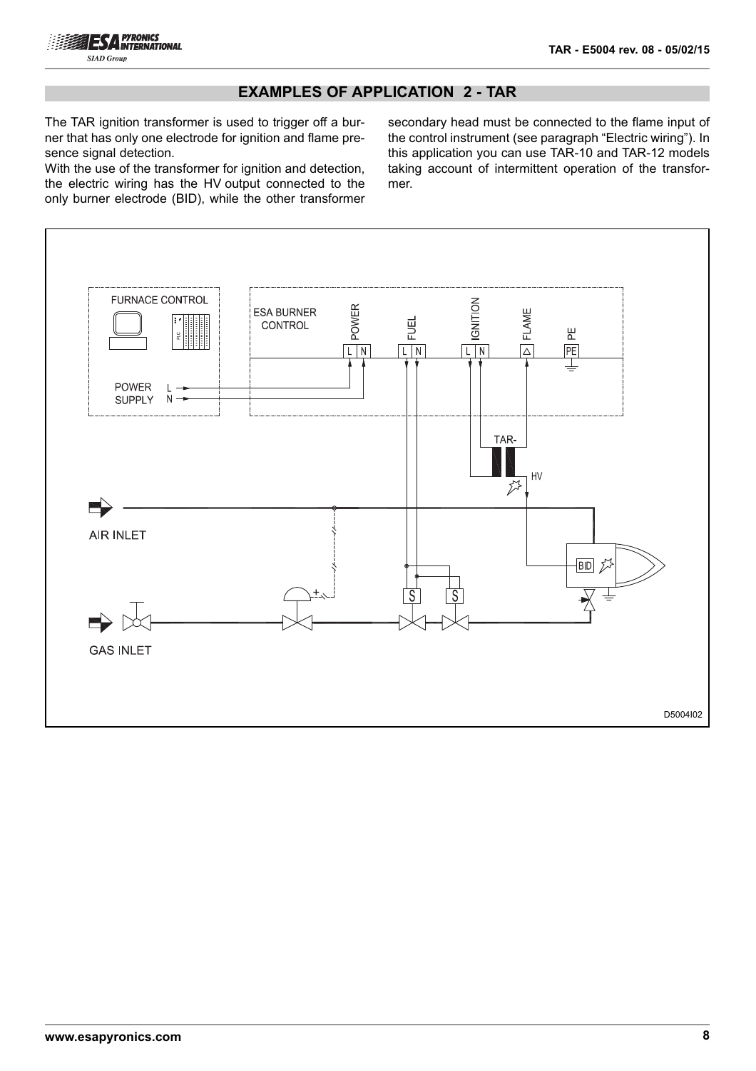## EXAMPLES OF APPLICATION 2 - TAR

The TAR ignition transformer is used to trigger off a burner that has only one electrode for ignition and flame presence signal detection.

With the use of the transformer for ignition and detection, the electric wiring has the HV output connected to the only burner electrode (BID), while the other transformer secondary head must be connected to the flame input of the control instrument (see paragraph “Electric wiring”). In this application you can use TAR-10 and TAR-12 models taking account of intermittent operation of the transformer.

FURNACE CONTROL

ESA BURNER CONTROL

POWER | FUEL | IGNITION | FLAME | PE

L N | L N | L N | △ | PE

POWER SUPPLY L N

TAR-

HV

AIR INLET

BID

S S

GAS INLET

D5004I02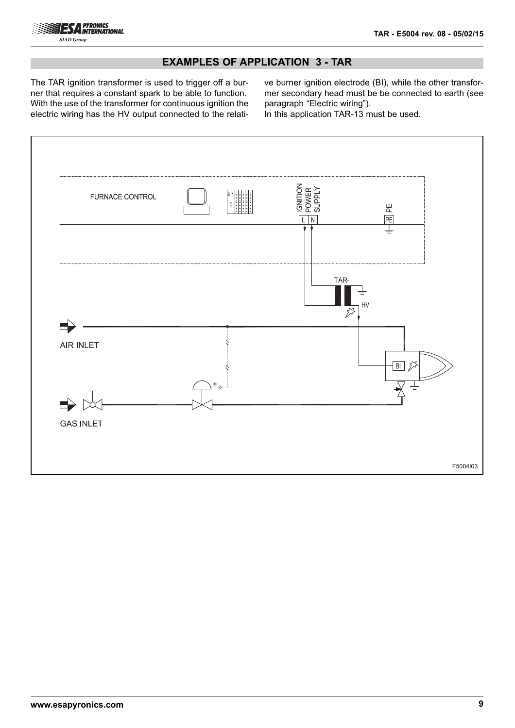## EXAMPLES OF APPLICATION 3 - TAR

The TAR ignition transformer is used to trigger off a burner that requires a constant spark to be able to function. With the use of the transformer for continuous ignition the electric wiring has the HV output connected to the relative burner ignition electrode (BI), while the other transformer secondary head must be be connected to earth (see paragraph "Electric wiring").
In this application TAR-13 must be used.

FURNACE CONTROL

IGNITION POWER SUPPLY

L N

PE

PE

TAR-

HV

AIR INLET

BI

GAS INLET

F5004I03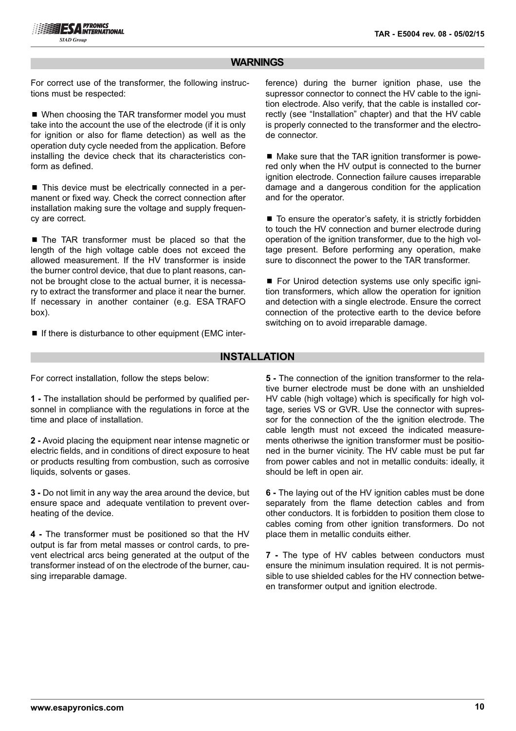## WARNINGS

For correct use of the transformer, the following instructions must be respected:

■ When choosing the TAR transformer model you must take into the account the use of the electrode (if it is only for ignition or also for flame detection) as well as the operation duty cycle needed from the application. Before installing the device check that its characteristics conform as defined.

■ This device must be electrically connected in a permanent or fixed way. Check the correct connection after installation making sure the voltage and supply frequency are correct.

■ The TAR transformer must be placed so that the length of the high voltage cable does not exceed the allowed measurement. If the HV transformer is inside the burner control device, that due to plant reasons, cannot be brought close to the actual burner, it is necessary to extract the transformer and place it near the burner. If necessary in another container (e.g. ESA TRAFO box).

■ If there is disturbance to other equipment (EMC interference) during the burner ignition phase, use the supressor connector to connect the HV cable to the ignition electrode. Also verify, that the cable is installed correctly (see "Installation" chapter) and that the HV cable is properly connected to the transformer and the electrode connector.

■ Make sure that the TAR ignition transformer is powered only when the HV output is connected to the burner ignition electrode. Connection failure causes irreparable damage and a dangerous condition for the application and for the operator.

■ To ensure the operator's safety, it is strictly forbidden to touch the HV connection and burner electrode during operation of the ignition transformer, due to the high voltage present. Before performing any operation, make sure to disconnect the power to the TAR transformer.

■ For Unirod detection systems use only specific ignition transformers, which allow the operation for ignition and detection with a single electrode. Ensure the correct connection of the protective earth to the device before switching on to avoid irreparable damage.

## INSTALLATION

For correct installation, follow the steps below:

**1 -** The installation should be performed by qualified personnel in compliance with the regulations in force at the time and place of installation.

**2 -** Avoid placing the equipment near intense magnetic or electric fields, and in conditions of direct exposure to heat or products resulting from combustion, such as corrosive liquids, solvents or gases.

**3 -** Do not limit in any way the area around the device, but ensure space and adequate ventilation to prevent overheating of the device.

**4 -** The transformer must be positioned so that the HV output is far from metal masses or control cards, to prevent electrical arcs being generated at the output of the transformer instead of on the electrode of the burner, causing irreparable damage.

**5 -** The connection of the ignition transformer to the relative burner electrode must be done with an unshielded HV cable (high voltage) which is specifically for high voltage, series VS or GVR. Use the connector with supressor for the connection of the the ignition electrode. The cable length must not exceed the indicated measurements otheriwse the ignition transformer must be positioned in the burner vicinity. The HV cable must be put far from power cables and not in metallic conduits: ideally, it should be left in open air.

**6 -** The laying out of the HV ignition cables must be done separately from the flame detection cables and from other conductors. It is forbidden to position them close to cables coming from other ignition transformers. Do not place them in metallic conduits either.

**7 -** The type of HV cables between conductors must ensure the minimum insulation required. It is not permissible to use shielded cables for the HV connection between transformer output and ignition electrode.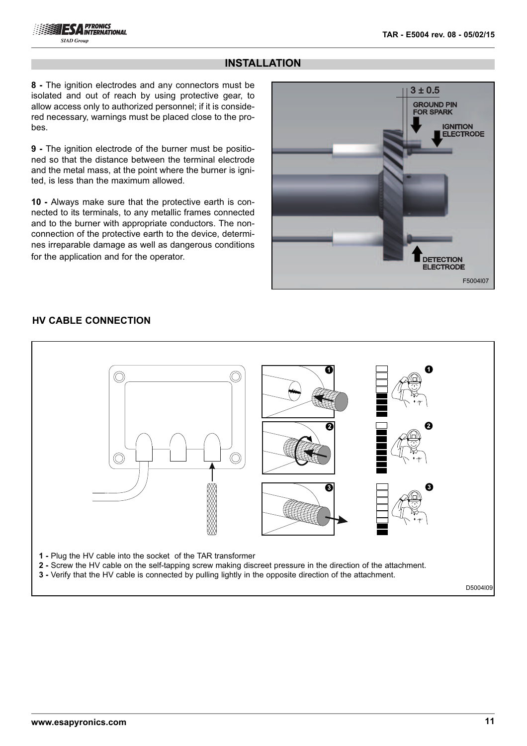## INSTALLATION

**8 -** The ignition electrodes and any connectors must be isolated and out of reach by using protective gear, to allow access only to authorized personnel; if it is considered necessary, warnings must be placed close to the probes.

**9 -** The ignition electrode of the burner must be positioned so that the distance between the terminal electrode and the metal mass, at the point where the burner is ignited, is less than the maximum allowed.

**10 -** Always make sure that the protective earth is connected to its terminals, to any metallic frames connected and to the burner with appropriate conductors. The non-connection of the protective earth to the device, determines irreparable damage as well as dangerous conditions for the application and for the operator.

3 ± 0.5

GROUND PIN FOR SPARK

IGNITION ELECTRODE

DETECTION ELECTRODE

F5004I07

### HV CABLE CONNECTION

**1 -** Plug the HV cable into the socket of the TAR transformer

**2 -** Screw the HV cable on the self-tapping screw making discreet pressure in the direction of the attachment.

**3 -** Verify that the HV cable is connected by pulling lightly in the opposite direction of the attachment.

D5004I09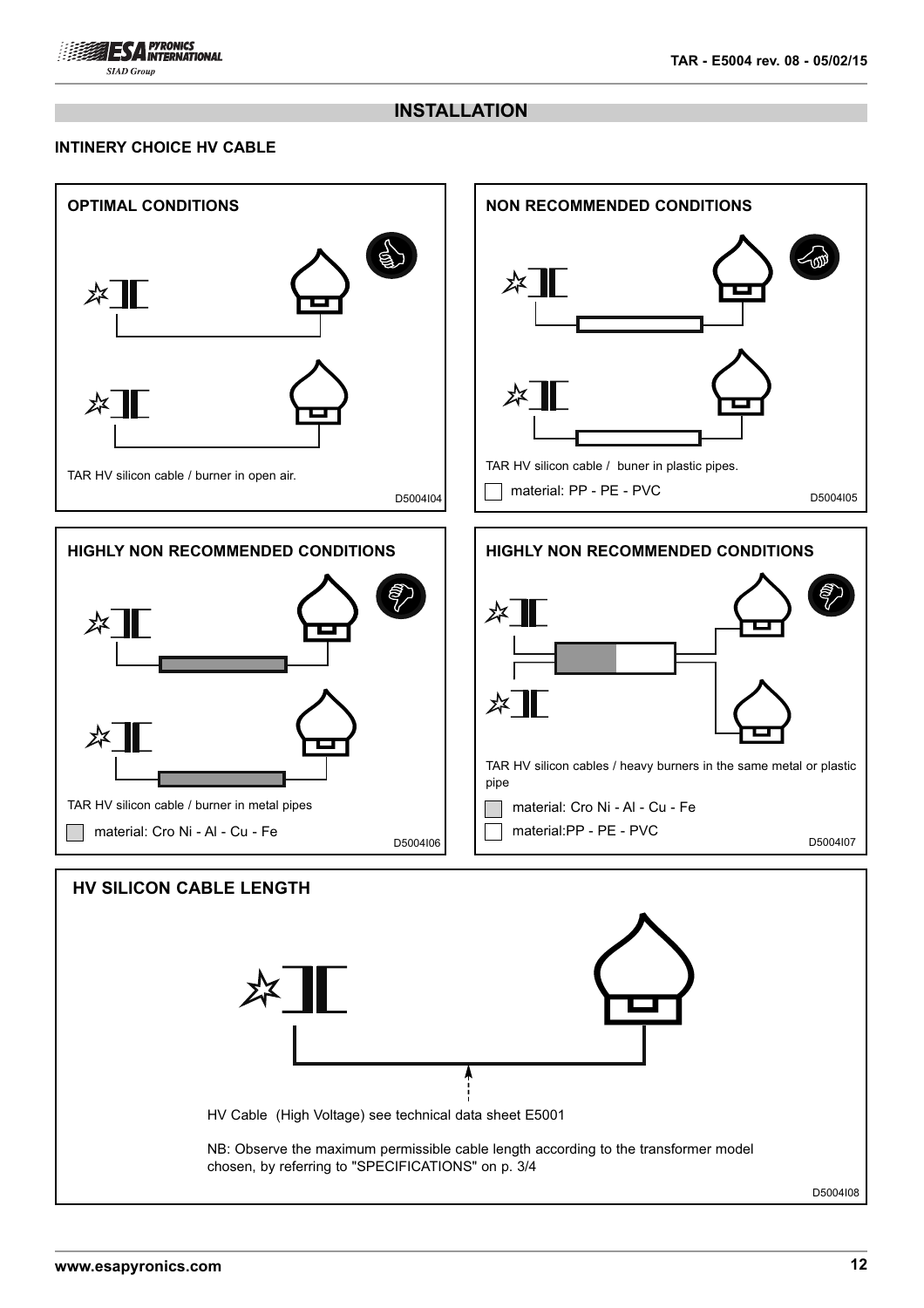## INSTALLATION

### INTINERY CHOICE HV CABLE

**OPTIMAL CONDITIONS**

TAR HV silicon cable / burner in open air.

D5004I04

**NON RECOMMENDED CONDITIONS**

TAR HV silicon cable / buner in plastic pipes.

material: PP - PE - PVC

D5004I05

**HIGHLY NON RECOMMENDED CONDITIONS**

TAR HV silicon cable / burner in metal pipes

material: Cro Ni - Al - Cu - Fe

D5004I06

**HIGHLY NON RECOMMENDED CONDITIONS**

TAR HV silicon cables / heavy burners in the same metal or plastic pipe

material: Cro Ni - Al - Cu - Fe

material:PP - PE - PVC

D5004I07

**HV SILICON CABLE LENGTH**

HV Cable (High Voltage) see technical data sheet E5001

NB: Observe the maximum permissible cable length according to the transformer model chosen, by referring to "SPECIFICATIONS" on p. 3/4

D5004I08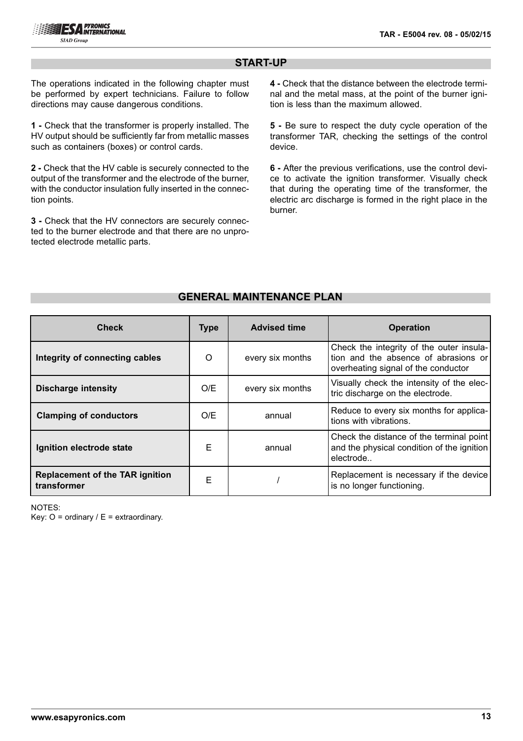## START-UP

The operations indicated in the following chapter must be performed by expert technicians. Failure to follow directions may cause dangerous conditions.

**1 -** Check that the transformer is properly installed. The HV output should be sufficiently far from metallic masses such as containers (boxes) or control cards.

**2 -** Check that the HV cable is securely connected to the output of the transformer and the electrode of the burner, with the conductor insulation fully inserted in the connection points.

**3 -** Check that the HV connectors are securely connected to the burner electrode and that there are no unprotected electrode metallic parts.

**4 -** Check that the distance between the electrode terminal and the metal mass, at the point of the burner ignition is less than the maximum allowed.

**5 -** Be sure to respect the duty cycle operation of the transformer TAR, checking the settings of the control device.

**6 -** After the previous verifications, use the control device to activate the ignition transformer. Visually check that during the operating time of the transformer, the electric arc discharge is formed in the right place in the burner.

## GENERAL MAINTENANCE PLAN

| Check | Type | Advised time | Operation |
|---|---|---|---|
| **Integrity of connecting cables** | O | every six months | Check the integrity of the outer insulation and the absence of abrasions or overheating signal of the conductor |
| **Discharge intensity** | O/E | every six months | Visually check the intensity of the electric discharge on the electrode. |
| **Clamping of conductors** | O/E | annual | Reduce to every six months for applications with vibrations. |
| **Ignition electrode state** | E | annual | Check the distance of the terminal point and the physical condition of the ignition electrode.. |
| **Replacement of the TAR ignition transformer** | E | / | Replacement is necessary if the device is no longer functioning. |

NOTES:
Key: O = ordinary / E = extraordinary.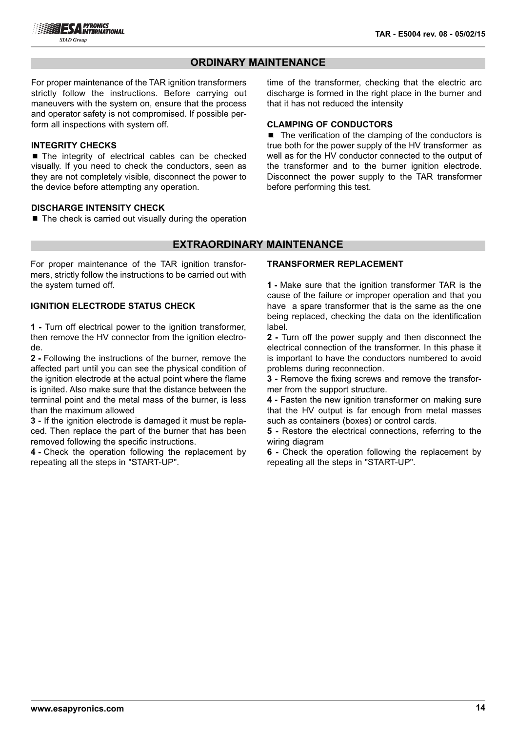## ORDINARY MAINTENANCE

For proper maintenance of the TAR ignition transformers strictly follow the instructions. Before carrying out maneuvers with the system on, ensure that the process and operator safety is not compromised. If possible perform all inspections with system off.

### INTEGRITY CHECKS

■ The integrity of electrical cables can be checked visually. If you need to check the conductors, seen as they are not completely visible, disconnect the power to the device before attempting any operation.

### DISCHARGE INTENSITY CHECK

■ The check is carried out visually during the operation time of the transformer, checking that the electric arc discharge is formed in the right place in the burner and that it has not reduced the intensity

### CLAMPING OF CONDUCTORS

■ The verification of the clamping of the conductors is true both for the power supply of the HV transformer as well as for the HV conductor connected to the output of the transformer and to the burner ignition electrode. Disconnect the power supply to the TAR transformer before performing this test.

## EXTRAORDINARY MAINTENANCE

For proper maintenance of the TAR ignition transformers, strictly follow the instructions to be carried out with the system turned off.

### IGNITION ELECTRODE STATUS CHECK

**1 -** Turn off electrical power to the ignition transformer, then remove the HV connector from the ignition electrode.

**2 -** Following the instructions of the burner, remove the affected part until you can see the physical condition of the ignition electrode at the actual point where the flame is ignited. Also make sure that the distance between the terminal point and the metal mass of the burner, is less than the maximum allowed

**3 -** If the ignition electrode is damaged it must be replaced. Then replace the part of the burner that has been removed following the specific instructions.

**4 -** Check the operation following the replacement by repeating all the steps in "START-UP".

### TRANSFORMER REPLACEMENT

**1 -** Make sure that the ignition transformer TAR is the cause of the failure or improper operation and that you have a spare transformer that is the same as the one being replaced, checking the data on the identification label.

**2 -** Turn off the power supply and then disconnect the electrical connection of the transformer. In this phase it is important to have the conductors numbered to avoid problems during reconnection.

**3 -** Remove the fixing screws and remove the transformer from the support structure.

**4 -** Fasten the new ignition transformer on making sure that the HV output is far enough from metal masses such as containers (boxes) or control cards.

**5 -** Restore the electrical connections, referring to the wiring diagram

**6 -** Check the operation following the replacement by repeating all the steps in "START-UP".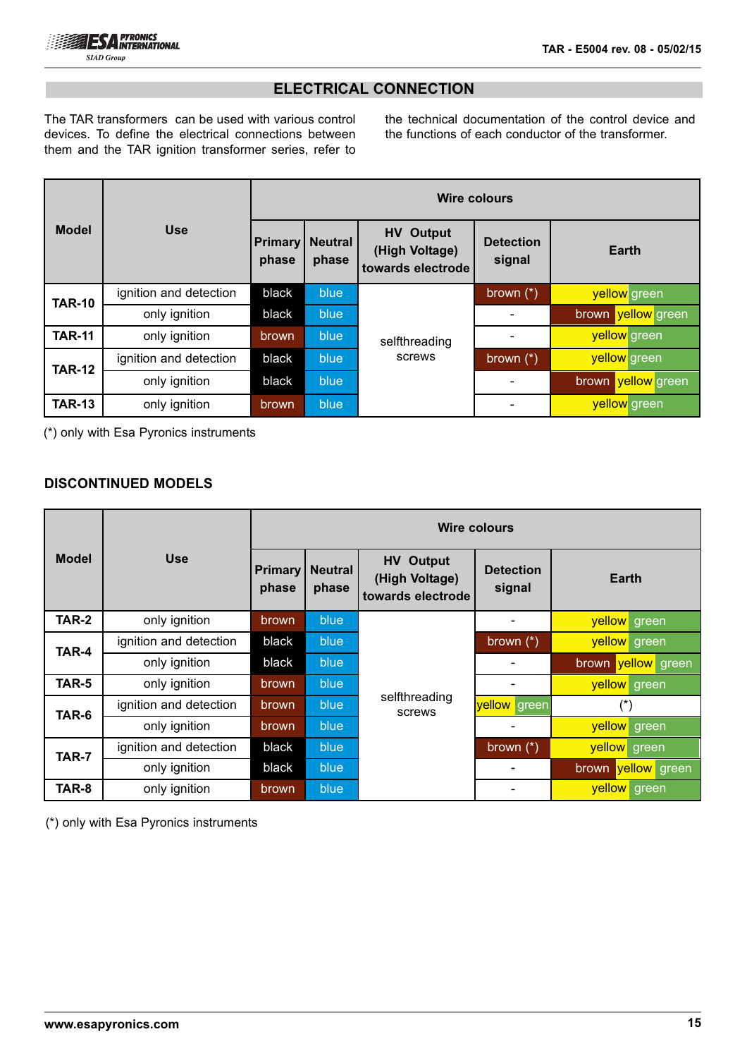## ELECTRICAL CONNECTION

The TAR transformers can be used with various control devices. To define the electrical connections between them and the TAR ignition transformer series, refer to the technical documentation of the control device and the functions of each conductor of the transformer.

| Model | Use | Wire colours | | | | |
|---|---|---|---|---|---|---|
| | | Primary phase | Neutral phase | HV Output (High Voltage) towards electrode | Detection signal | Earth |
| TAR-10 | ignition and detection | black | blue | selfthreading screws | brown (*) | yellow green |
| | only ignition | black | blue | | - | brown yellow green |
| TAR-11 | only ignition | brown | blue | | - | yellow green |
| TAR-12 | ignition and detection | black | blue | | brown (*) | yellow green |
| | only ignition | black | blue | | - | brown yellow green |
| TAR-13 | only ignition | brown | blue | | - | yellow green |

(*) only with Esa Pyronics instruments

### DISCONTINUED MODELS

| Model | Use | Wire colours | | | | |
|---|---|---|---|---|---|---|
| | | Primary phase | Neutral phase | HV Output (High Voltage) towards electrode | Detection signal | Earth |
| TAR-2 | only ignition | brown | blue | selfthreading screws | - | yellow green |
| TAR-4 | ignition and detection | black | blue | | brown (*) | yellow green |
| | only ignition | black | blue | | - | brown yellow green |
| TAR-5 | only ignition | brown | blue | | - | yellow green |
| TAR-6 | ignition and detection | brown | blue | | yellow green | (*) |
| | only ignition | brown | blue | | - | yellow green |
| TAR-7 | ignition and detection | black | blue | | brown (*) | yellow green |
| | only ignition | black | blue | | - | brown yellow green |
| TAR-8 | only ignition | brown | blue | | - | yellow green |

(*) only with Esa Pyronics instruments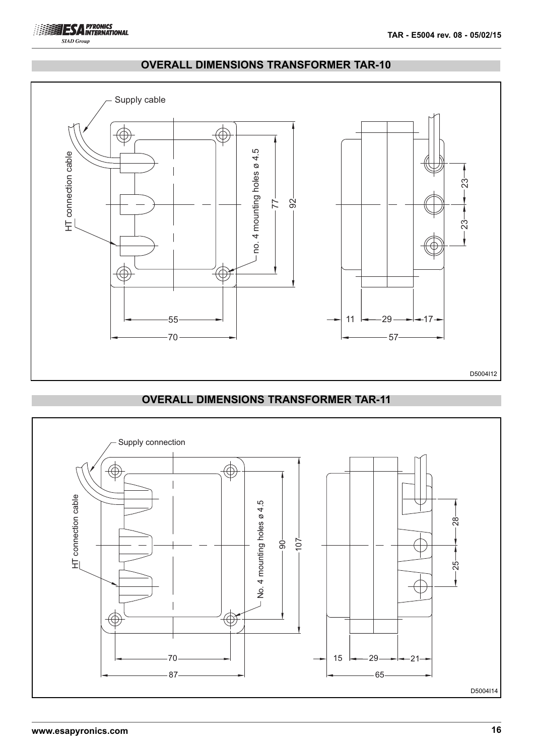## OVERALL DIMENSIONS TRANSFORMER TAR-10

Supply cable

HT connection cable

no. 4 mounting holes ø 4.5

77

92

55

70

23

23

11 29 17

57

D5004I12

## OVERALL DIMENSIONS TRANSFORMER TAR-11

Supply connection

HT connection cable

No. 4 mounting holes ø 4.5

90

107

70

87

28

25

15 29 21

65

D5004I14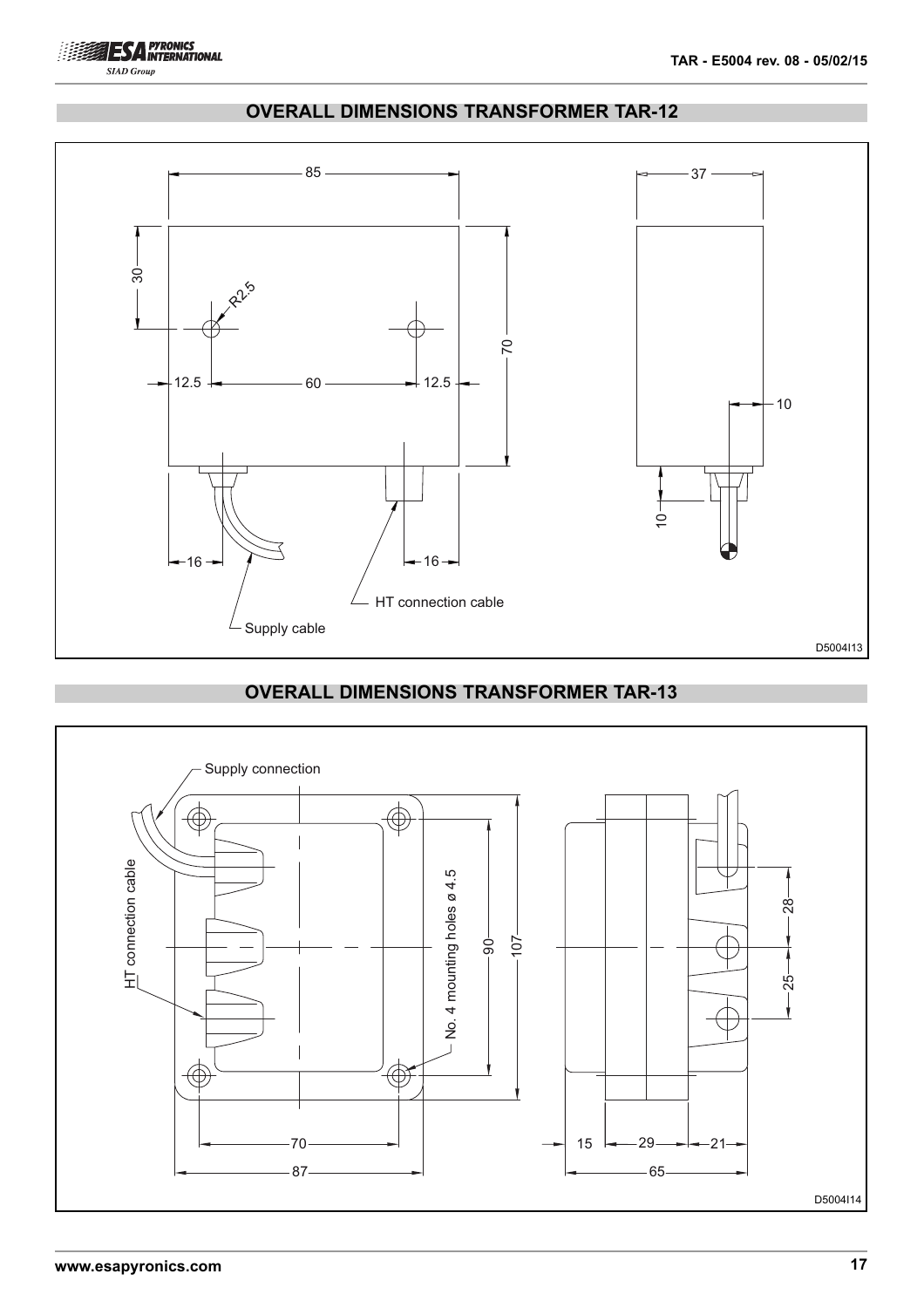## OVERALL DIMENSIONS TRANSFORMER TAR-12

85

37

30

R2.5

70

12.5 60 12.5

10

10

16 16

HT connection cable

Supply cable

D5004I13

## OVERALL DIMENSIONS TRANSFORMER TAR-13

Supply connection

HT connection cable

No. 4 mounting holes ø 4.5

90

107

28

25

70

87

15 29 21

65

D5004I14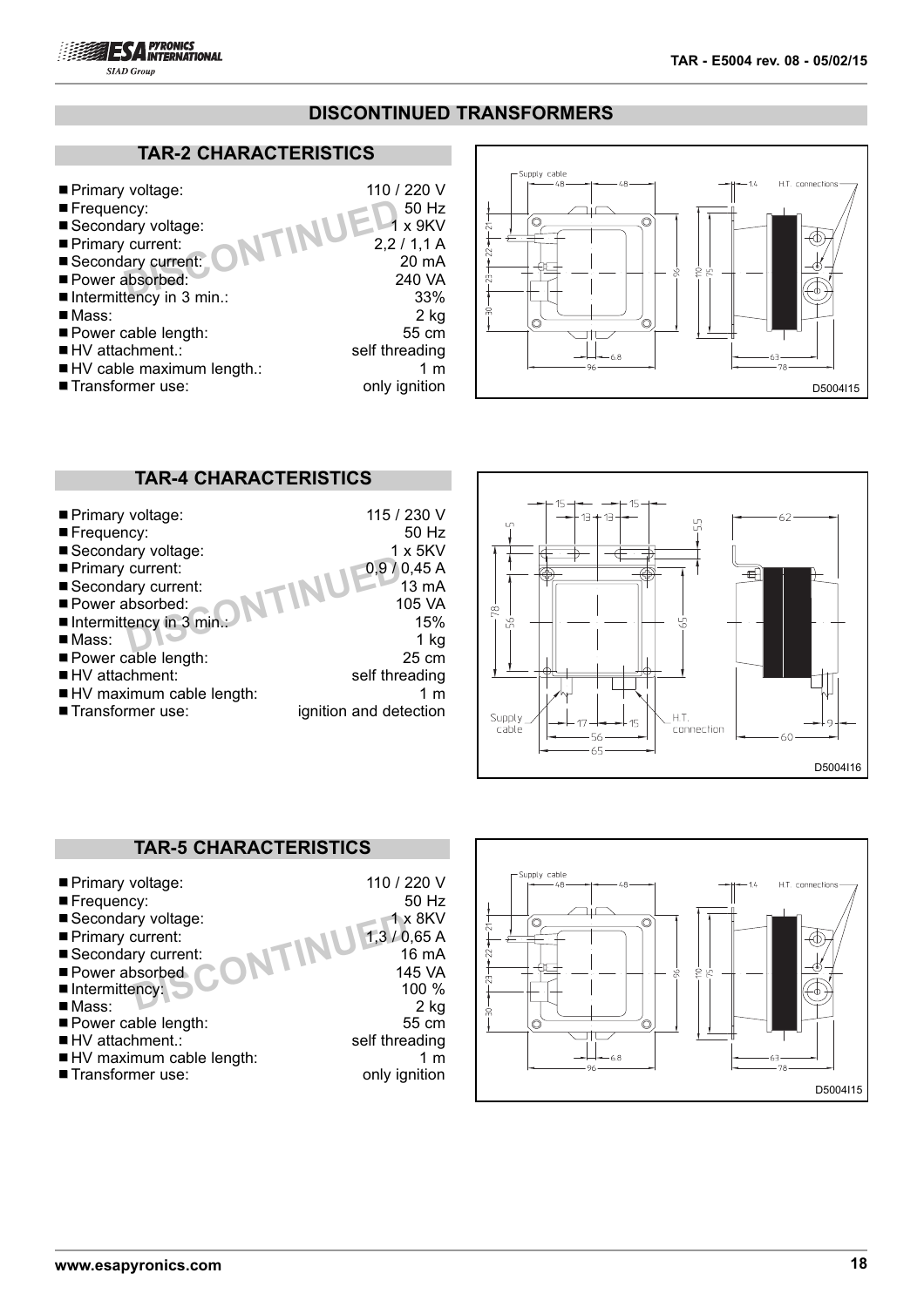# DISCONTINUED TRANSFORMERS

## TAR-2 CHARACTERISTICS

DISCONTINUED

- Primary voltage: 110 / 220 V
- Frequency: 50 Hz
- Secondary voltage: 1 x 9KV
- Primary current: 2,2 / 1,1 A
- Secondary current: 20 mA
- Power absorbed: 240 VA
- Intermittency in 3 min.: 33%
- Mass: 2 kg
- Power cable length: 55 cm
- HV attachment.: self threading
- HV cable maximum length.: 1 m
- Transformer use: only ignition

D5004I15

## TAR-4 CHARACTERISTICS

DISCONTINUED

- Primary voltage: 115 / 230 V
- Frequency: 50 Hz
- Secondary voltage: 1 x 5KV
- Primary current: 0,9 / 0,45 A
- Secondary current: 13 mA
- Power absorbed: 105 VA
- Intermittency in 3 min.: 15%
- Mass: 1 kg
- Power cable length: 25 cm
- HV attachment: self threading
- HV maximum cable length: 1 m
- Transformer use: ignition and detection

D5004I16

## TAR-5 CHARACTERISTICS

DISCONTINUED

- Primary voltage: 110 / 220 V
- Frequency: 50 Hz
- Secondary voltage: 1 x 8KV
- Primary current: 1,3 / 0,65 A
- Secondary current: 16 mA
- Power absorbed: 145 VA
- Intermittency: 100 %
- Mass: 2 kg
- Power cable length: 55 cm
- HV attachment.: self threading
- HV maximum cable length: 1 m
- Transformer use: only ignition

D5004I15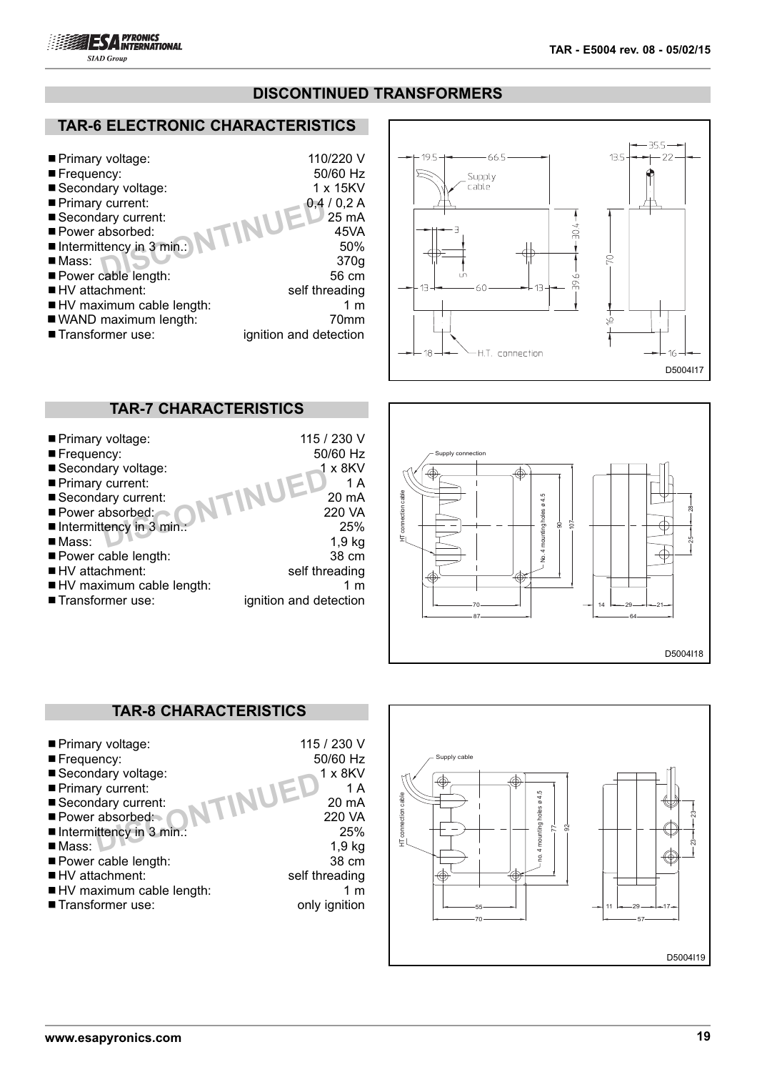## DISCONTINUED TRANSFORMERS

### TAR-6 ELECTRONIC CHARACTERISTICS

DISCONTINUED

| | |
|---|---|
| Primary voltage: | 110/220 V |
| Frequency: | 50/60 Hz |
| Secondary voltage: | 1 x 15KV |
| Primary current: | 0,4 / 0,2 A |
| Secondary current: | 25 mA |
| Power absorbed: | 45VA |
| Intermittency in 3 min.: | 50% |
| Mass: | 370g |
| Power cable length: | 56 cm |
| HV attachment: | self threading |
| HV maximum cable length: | 1 m |
| WAND maximum length: | 70mm |
| Transformer use: | ignition and detection |

D5004I17

### TAR-7 CHARACTERISTICS

DISCONTINUED

| | |
|---|---|
| Primary voltage: | 115 / 230 V |
| Frequency: | 50/60 Hz |
| Secondary voltage: | 1 x 8KV |
| Primary current: | 1 A |
| Secondary current: | 20 mA |
| Power absorbed: | 220 VA |
| Intermittency in 3 min.: | 25% |
| Mass: | 1,9 kg |
| Power cable length: | 38 cm |
| HV attachment: | self threading |
| HV maximum cable length: | 1 m |
| Transformer use: | ignition and detection |

D5004I18

### TAR-8 CHARACTERISTICS

DISCONTINUED

| | |
|---|---|
| Primary voltage: | 115 / 230 V |
| Frequency: | 50/60 Hz |
| Secondary voltage: | 1 x 8KV |
| Primary current: | 1 A |
| Secondary current: | 20 mA |
| Power absorbed: | 220 VA |
| Intermittency in 3 min.: | 25% |
| Mass: | 1,9 kg |
| Power cable length: | 38 cm |
| HV attachment: | self threading |
| HV maximum cable length: | 1 m |
| Transformer use: | only ignition |

D5004I19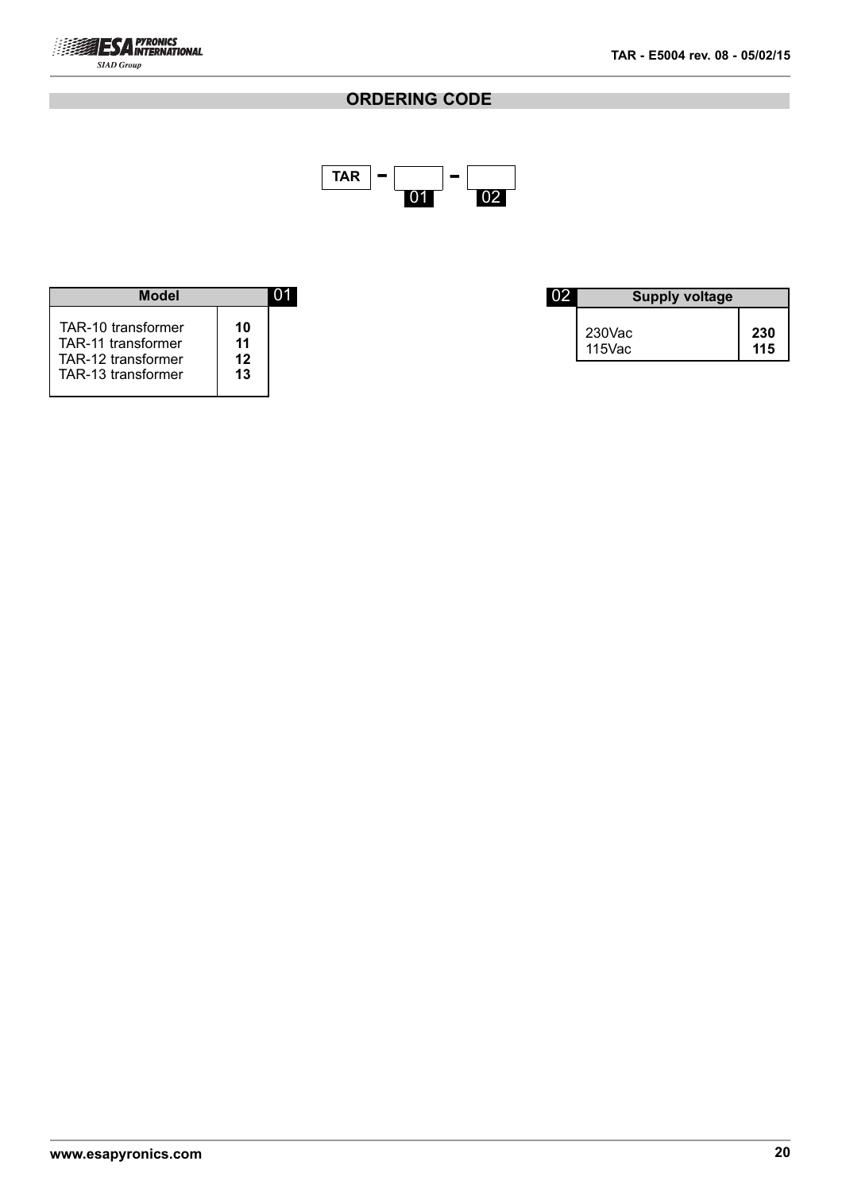## ORDERING CODE

TAR - [ 01 ] - [ 02 ]

| Model | 01 |
|---|---|
| TAR-10 transformer | **10** |
| TAR-11 transformer | **11** |
| TAR-12 transformer | **12** |
| TAR-13 transformer | **13** |

| 02 Supply voltage | |
|---|---|
| 230Vac | **230** |
| 115Vac | **115** |